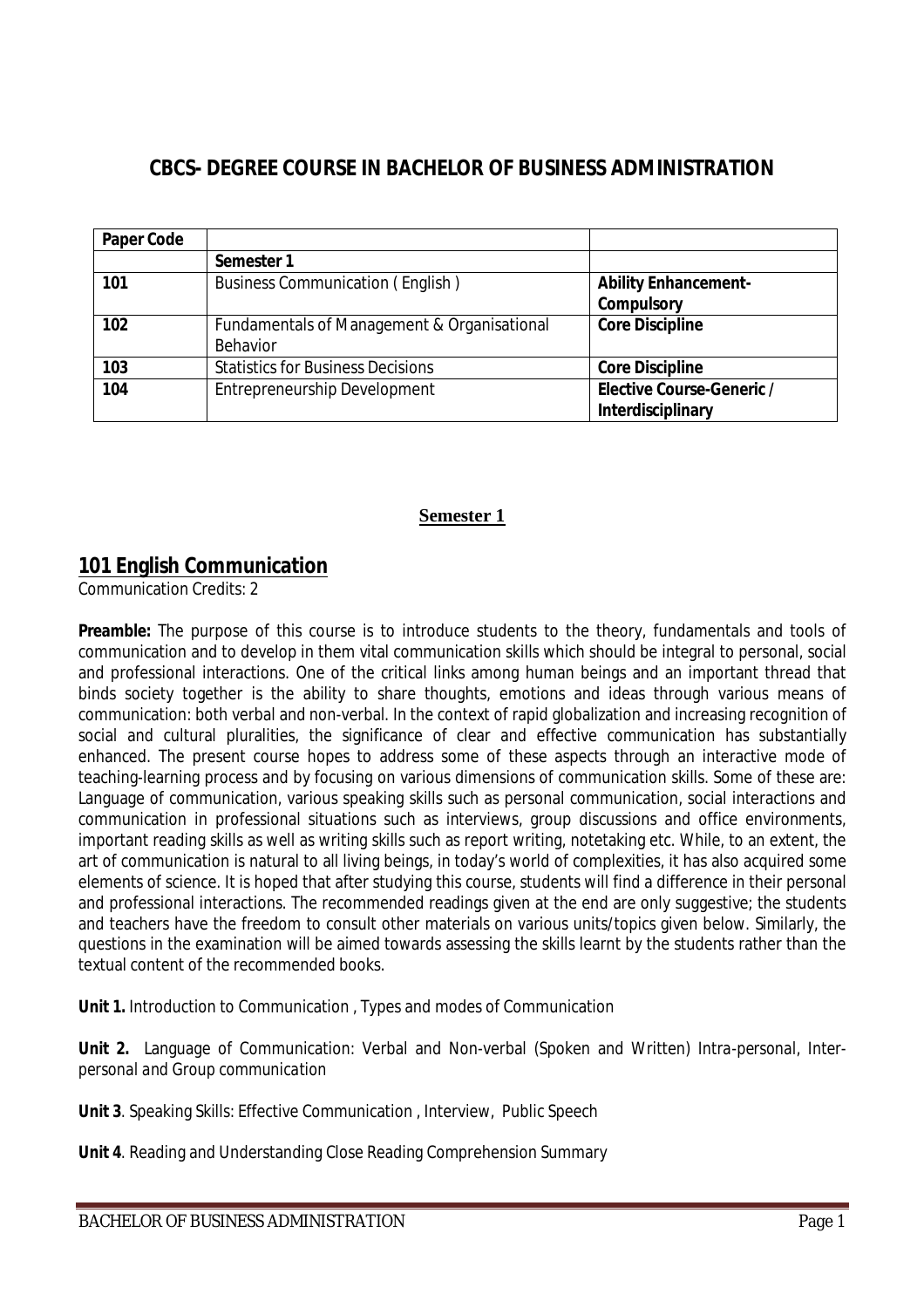# CBCS- DEGREE COURSE IN BACHELOR OF BUSINESS ADMINISTRATION

| Paper Code | | |
|---|---|---|
| | **Semester 1** | |
| **101** | Business Communication ( English ) | **Ability Enhancement-Compulsory** |
| **102** | Fundamentals of Management & Organisational Behavior | **Core Discipline** |
| **103** | Statistics for Business Decisions | **Core Discipline** |
| **104** | Entrepreneurship Development | **Elective Course-Generic / Interdisciplinary** |

**Semester 1**

## 101 English Communication

Communication Credits: 2

**Preamble:** The purpose of this course is to introduce students to the theory, fundamentals and tools of communication and to develop in them vital communication skills which should be integral to personal, social and professional interactions. One of the critical links among human beings and an important thread that binds society together is the ability to share thoughts, emotions and ideas through various means of communication: both verbal and non-verbal. In the context of rapid globalization and increasing recognition of social and cultural pluralities, the significance of clear and effective communication has substantially enhanced. The present course hopes to address some of these aspects through an interactive mode of teaching-learning process and by focusing on various dimensions of communication skills. Some of these are: Language of communication, various speaking skills such as personal communication, social interactions and communication in professional situations such as interviews, group discussions and office environments, important reading skills as well as writing skills such as report writing, notetaking etc. While, to an extent, the art of communication is natural to all living beings, in today's world of complexities, it has also acquired some elements of science. It is hoped that after studying this course, students will find a difference in their personal and professional interactions. The recommended readings given at the end are only suggestive; the students and teachers have the freedom to consult other materials on various units/topics given below. Similarly, the questions in the examination will be aimed towards assessing the skills learnt by the students rather than the textual content of the recommended books.

**Unit 1.** Introduction to Communication , Types and modes of Communication

**Unit 2.** Language of Communication: Verbal and Non-verbal (Spoken and Written) Intra-personal, Inter-personal and Group communication

**Unit 3**. Speaking Skills: Effective Communication , Interview, Public Speech

**Unit 4**. Reading and Understanding Close Reading Comprehension Summary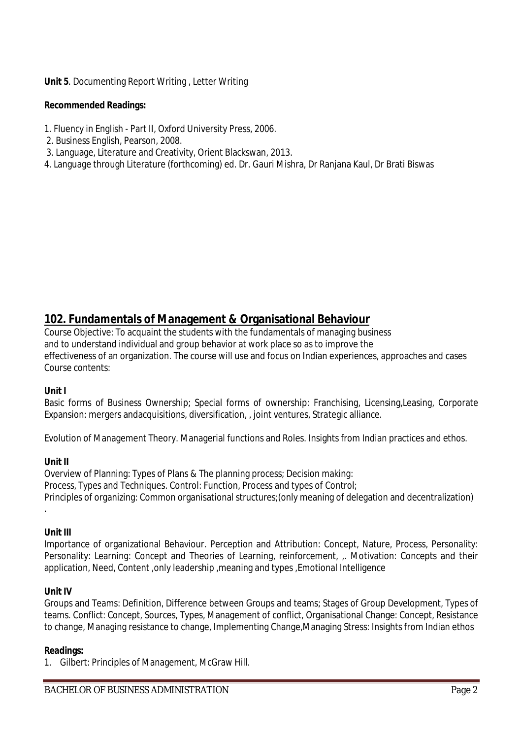**Unit 5**. Documenting Report Writing , Letter Writing

**Recommended Readings:**

1. Fluency in English - Part II, Oxford University Press, 2006.
2. Business English, Pearson, 2008.
3. Language, Literature and Creativity, Orient Blackswan, 2013.
4. Language through Literature (forthcoming) ed. Dr. Gauri Mishra, Dr Ranjana Kaul, Dr Brati Biswas

## 102. Fundamentals of Management & Organisational Behaviour

Course Objective: To acquaint the students with the fundamentals of managing business and to understand individual and group behavior at work place so as to improve the effectiveness of an organization. The course will use and focus on Indian experiences, approaches and cases
Course contents:

**Unit I**

Basic forms of Business Ownership; Special forms of ownership: Franchising, Licensing,Leasing, Corporate Expansion: mergers andacquisitions, diversification, , joint ventures, Strategic alliance.

Evolution of Management Theory. Managerial functions and Roles. Insights from Indian practices and ethos.

**Unit II**

Overview of Planning: Types of Plans & The planning process; Decision making:
Process, Types and Techniques. Control: Function, Process and types of Control;
Principles of organizing: Common organisational structures;(only meaning of delegation and decentralization)
.

**Unit III**

Importance of organizational Behaviour. Perception and Attribution: Concept, Nature, Process, Personality: Personality: Learning: Concept and Theories of Learning, reinforcement, ,. Motivation: Concepts and their application, Need, Content ,only leadership ,meaning and types ,Emotional Intelligence

**Unit IV**

Groups and Teams: Definition, Difference between Groups and teams; Stages of Group Development, Types of teams. Conflict: Concept, Sources, Types, Management of conflict, Organisational Change: Concept, Resistance to change, Managing resistance to change, Implementing Change,Managing Stress: Insights from Indian ethos

**Readings:**

1. Gilbert: Principles of Management, McGraw Hill.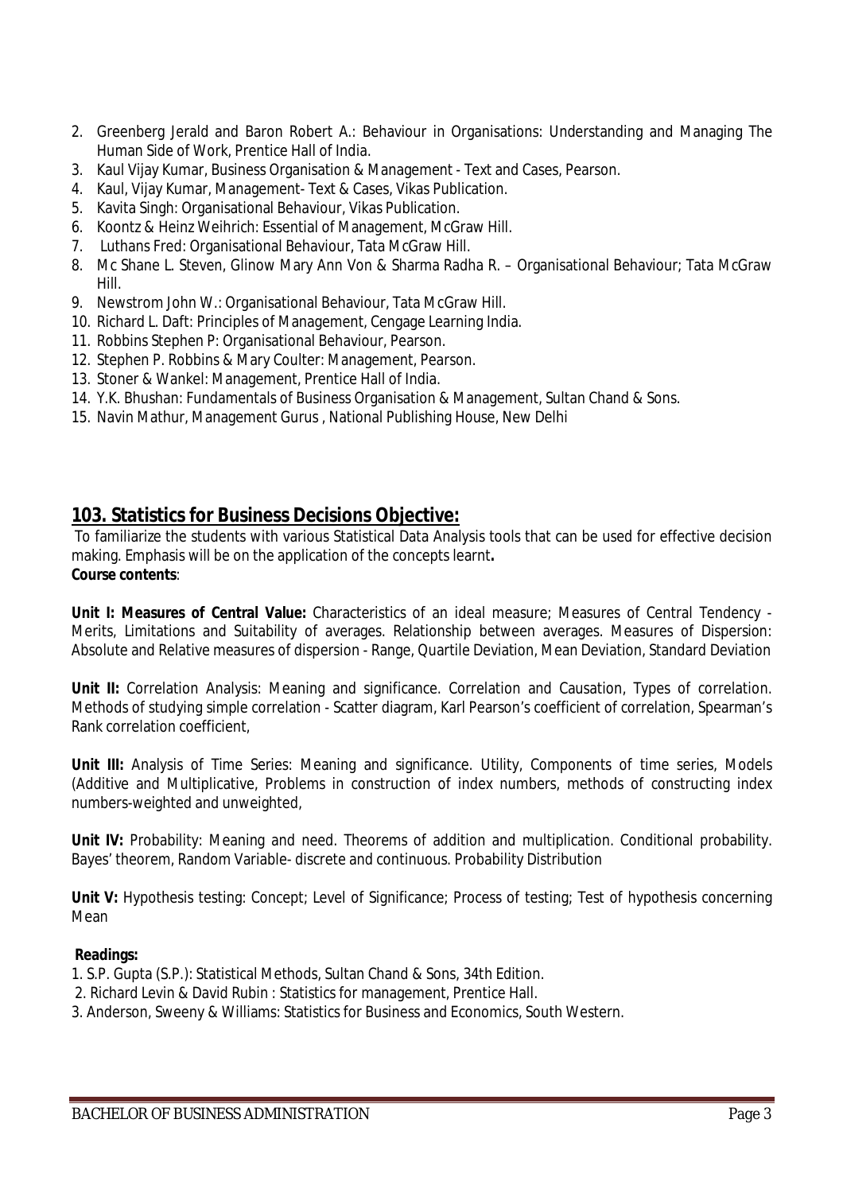2. Greenberg Jerald and Baron Robert A.: Behaviour in Organisations: Understanding and Managing The Human Side of Work, Prentice Hall of India.
3. Kaul Vijay Kumar, Business Organisation & Management - Text and Cases, Pearson.
4. Kaul, Vijay Kumar, Management- Text & Cases, Vikas Publication.
5. Kavita Singh: Organisational Behaviour, Vikas Publication.
6. Koontz & Heinz Weihrich: Essential of Management, McGraw Hill.
7. Luthans Fred: Organisational Behaviour, Tata McGraw Hill.
8. Mc Shane L. Steven, Glinow Mary Ann Von & Sharma Radha R. – Organisational Behaviour; Tata McGraw Hill.
9. Newstrom John W.: Organisational Behaviour, Tata McGraw Hill.
10. Richard L. Daft: Principles of Management, Cengage Learning India.
11. Robbins Stephen P: Organisational Behaviour, Pearson.
12. Stephen P. Robbins & Mary Coulter: Management, Pearson.
13. Stoner & Wankel: Management, Prentice Hall of India.
14. Y.K. Bhushan: Fundamentals of Business Organisation & Management, Sultan Chand & Sons.
15. Navin Mathur, Management Gurus , National Publishing House, New Delhi

## 103. Statistics for Business Decisions Objective:

To familiarize the students with various Statistical Data Analysis tools that can be used for effective decision making. Emphasis will be on the application of the concepts learnt**.**

**Course contents**:

**Unit I: Measures of Central Value:** Characteristics of an ideal measure; Measures of Central Tendency - Merits, Limitations and Suitability of averages. Relationship between averages. Measures of Dispersion: Absolute and Relative measures of dispersion - Range, Quartile Deviation, Mean Deviation, Standard Deviation

**Unit II:** Correlation Analysis: Meaning and significance. Correlation and Causation, Types of correlation. Methods of studying simple correlation - Scatter diagram, Karl Pearson's coefficient of correlation, Spearman's Rank correlation coefficient,

**Unit III:** Analysis of Time Series: Meaning and significance. Utility, Components of time series, Models (Additive and Multiplicative, Problems in construction of index numbers, methods of constructing index numbers-weighted and unweighted,

**Unit IV:** Probability: Meaning and need. Theorems of addition and multiplication. Conditional probability. Bayes' theorem, Random Variable- discrete and continuous. Probability Distribution

**Unit V:** Hypothesis testing: Concept; Level of Significance; Process of testing; Test of hypothesis concerning Mean

**Readings:**

1. S.P. Gupta (S.P.): Statistical Methods, Sultan Chand & Sons, 34th Edition.
2. Richard Levin & David Rubin : Statistics for management, Prentice Hall.
3. Anderson, Sweeny & Williams: Statistics for Business and Economics, South Western.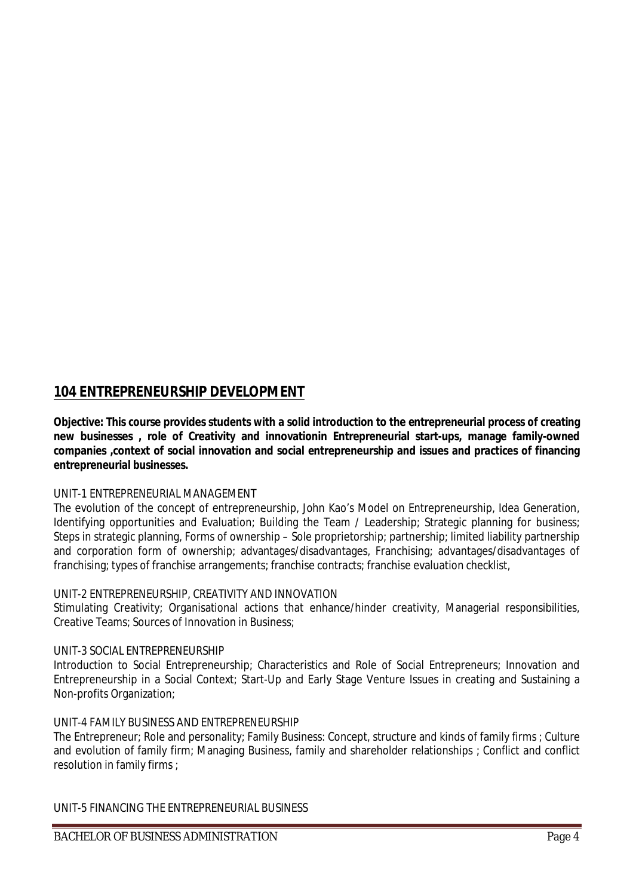## 104 ENTREPRENEURSHIP DEVELOPMENT

**Objective: This course provides students with a solid introduction to the entrepreneurial process of creating new businesses , role of Creativity and innovationin Entrepreneurial start-ups, manage family-owned companies ,context of social innovation and social entrepreneurship and issues and practices of financing entrepreneurial businesses.**

UNIT-1 ENTREPRENEURIAL MANAGEMENT

The evolution of the concept of entrepreneurship, John Kao's Model on Entrepreneurship, Idea Generation, Identifying opportunities and Evaluation; Building the Team / Leadership; Strategic planning for business; Steps in strategic planning, Forms of ownership – Sole proprietorship; partnership; limited liability partnership and corporation form of ownership; advantages/disadvantages, Franchising; advantages/disadvantages of franchising; types of franchise arrangements; franchise contracts; franchise evaluation checklist,

UNIT-2 ENTREPRENEURSHIP, CREATIVITY AND INNOVATION

Stimulating Creativity; Organisational actions that enhance/hinder creativity, Managerial responsibilities, Creative Teams; Sources of Innovation in Business;

UNIT-3 SOCIAL ENTREPRENEURSHIP

Introduction to Social Entrepreneurship; Characteristics and Role of Social Entrepreneurs; Innovation and Entrepreneurship in a Social Context; Start-Up and Early Stage Venture Issues in creating and Sustaining a Non-profits Organization;

UNIT-4 FAMILY BUSINESS AND ENTREPRENEURSHIP

The Entrepreneur; Role and personality; Family Business: Concept, structure and kinds of family firms ; Culture and evolution of family firm; Managing Business, family and shareholder relationships ; Conflict and conflict resolution in family firms ;

UNIT-5 FINANCING THE ENTREPRENEURIAL BUSINESS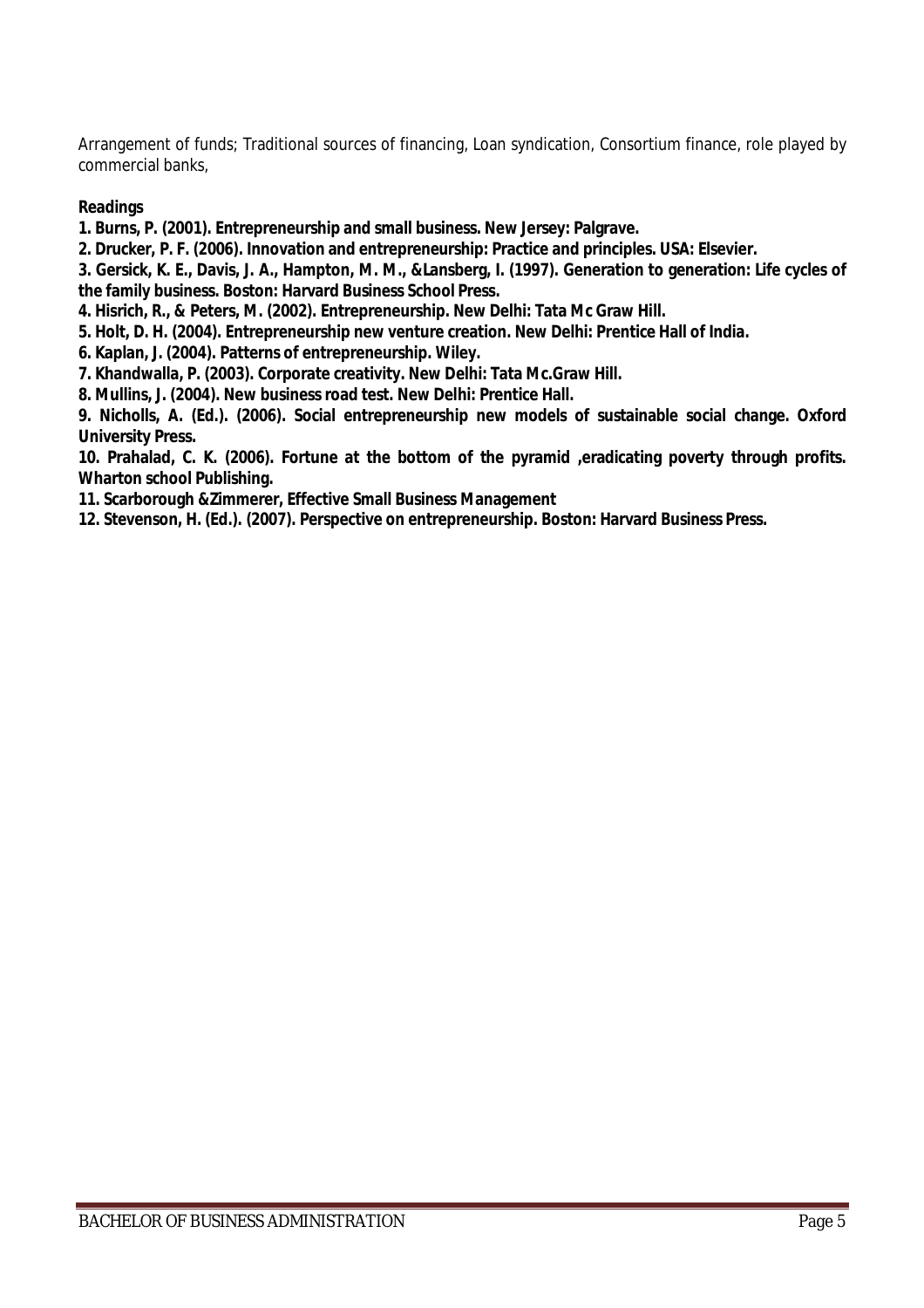Arrangement of funds; Traditional sources of financing, Loan syndication, Consortium finance, role played by commercial banks,

**Readings**

**1. Burns, P. (2001). Entrepreneurship and small business. New Jersey: Palgrave.**

**2. Drucker, P. F. (2006). Innovation and entrepreneurship: Practice and principles. USA: Elsevier.**

**3. Gersick, K. E., Davis, J. A., Hampton, M. M., &Lansberg, I. (1997). Generation to generation: Life cycles of the family business. Boston: Harvard Business School Press.**

**4. Hisrich, R., & Peters, M. (2002). Entrepreneurship. New Delhi: Tata Mc Graw Hill.**

**5. Holt, D. H. (2004). Entrepreneurship new venture creation. New Delhi: Prentice Hall of India.**

**6. Kaplan, J. (2004). Patterns of entrepreneurship. Wiley.**

**7. Khandwalla, P. (2003). Corporate creativity. New Delhi: Tata Mc.Graw Hill.**

**8. Mullins, J. (2004). New business road test. New Delhi: Prentice Hall.**

**9. Nicholls, A. (Ed.). (2006). Social entrepreneurship new models of sustainable social change. Oxford University Press.**

**10. Prahalad, C. K. (2006). Fortune at the bottom of the pyramid ,eradicating poverty through profits. Wharton school Publishing.**

**11. Scarborough &Zimmerer, Effective Small Business Management**

**12. Stevenson, H. (Ed.). (2007). Perspective on entrepreneurship. Boston: Harvard Business Press.**